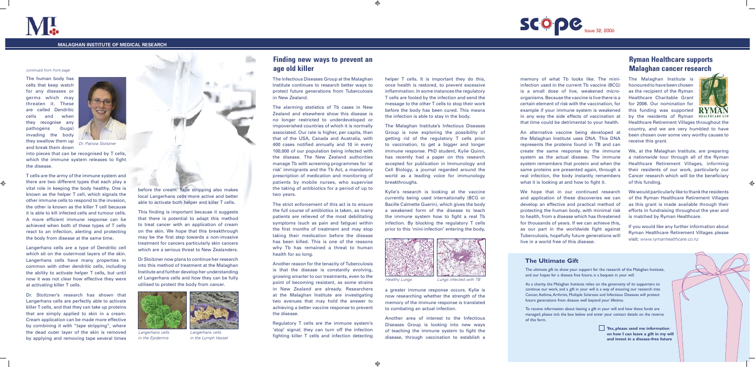# MALAGHAN INSTITUTE OF MEDICAL RESEARCH

*continued from front page*

The human body has cells that keep watch for any diseases or germs which may threaten it. These are called Dendritic cells and when they recognise any pathogens (bugs) invading the body they swallow them up and break them down into pieces that can be recognised by T cells, which the immune system releases to fight the disease.

*Dr. Patrizia Stoitzner*

T cells are the army of the immune system and there are two different types that each play a vital role in keeping the body healthy. One is known as the helper T cell, which signals the other immune cells to respond to the invasion, the other is known as the killer T cell because it is able to kill infected cells and tumour cells. A more efficient immune response can be achieved when both of these types of T cells react to an infection, alerting and protecting the body from disease at the same time.

Langerhans cells are a type of Dendritic cell which sit on the outermost layers of the skin. Langerhans cells have many properties in common with other dendritic cells, including the ability to activate helper T cells, but until now it was not clear how effective they were at activating killer T cells.

Dr. Stoitzner's research has shown that Langerhans cells are perfectly able to activate killer T cells, and that they can take up proteins that are simply applied to skin in a cream. Cream application can be made more effective by combining it with "tape stripping", where the dead outer layer of the skin is removed by applying and removing tape several times before the cream. Tape stripping also makes local Langerhans cells more active and better able to activate both helper and killer T cells.

This finding is important because it suggests that there is potential to adapt this method to treat cancer with an application of cream on the skin. We hope that this breakthrough may be the first step towards a non-invasive treatment for cancers particularly skin cancers which are a serious threat to New Zealanders.

Dr Stoitzner now plans to continue her research into this method of treatment at the Malaghan Institute and further develop her understanding of Langerhans cells and how they can be fully utilised to protect the body from cancer.

*Langerhans cells in the Epidermis*

*Langerhans cells in the Lymph Vessel*

## Finding new ways to prevent an age old killer

The Infectious Diseases Group at the Malaghan Institute continues to research better ways to protect future generations from Tuberculosis in New Zealand.

The alarming statistics of Tb cases in New Zealand and elsewhere show this disease is no longer restricted to underdeveloped or impoverished countries of which it is normally associated. Our rate is higher, per capita, than that of the USA, Canada and Australia, with 400 cases notified annually and 10 in every 100,000 of our population being infected with the disease. The New Zealand authorities manage Tb with screening programmes for 'at risk' immigrants and the Tb Act, a mandatory prescription of medication and monitoring of patients by mobile nurses, who supervise the taking of antibiotics for a period of up to two years.

The strict enforcement of this act is to ensure the full course of antibiotics is taken, as many patients are relieved of the most debilitating symptoms (such as pain and fatigue) within the first months of treatment and may stop taking their medication before the disease has been killed. This is one of the reasons why Tb has remained a threat to human health for so long.

Another reason for the tenacity of Tuberculosis is that the disease is constantly evolving, growing smarter to our treatments, even to the point of becoming resistant, as some strains in New Zealand are already. Researchers at the Malaghan Institute are investigating two avenues that may hold the answer to achieving a better vaccine response to prevent the disease.

Regulatory T cells are the immune system's 'stop' signal; they can turn off the infection fighting killer T cells and infection detecting helper T cells. It is important they do this, once health is restored, to prevent excessive inflammation. In some instances the regulatory T cells are fooled by the infection and send the message to the other T cells to stop their work before the body has been cured. This means the infection is able to stay in the body.

The Malaghan Institute's Infectious Diseases Group is now exploring the possibility of getting rid of the regulatory T cells prior to vaccination, to get a bigger and longer immune response. PhD student, Kylie Quinn, has recently had a paper on this research accepted for publication in Immunology and Cell Biology, a journal regarded around the world as a leading voice for immunology breakthroughs.

Kylie's research is looking at the vaccine currently being used internationally (BCG or Bacille Calmette Guerin), which gives the body a weakened form of the disease to teach the immune system how to fight a real Tb infection. By blocking the regulatory T cells prior to this 'mini-infection' entering the body, a greater immune response occurs. Kylie is now researching whether the strength of the memory of the immune response is translated to combating an actual infection.

*Healthy Lungs*

*Lungs infected with TB*

Another area of interest to the Infectious Diseases Group is looking into new ways of teaching the immune system to fight the disease, through vaccination to establish a memory of what Tb looks like. The mini-infection used in the current Tb vaccine (BCG) is a small dose of live, weakened micro-organisms. Because the vaccine is live there is a certain element of risk with the vaccination, for example if your immune system is weakened in any way the side effects of vaccination at that time could be detrimental to your health.

An alternative vaccine being developed at the Malaghan Institute uses DNA. This DNA represents the proteins found in TB and can create the same response by the immune system as the actual disease. The immune system remembers that protein and when the same proteins are presented again, through a real infection, the body instantly remembers what it is looking at and how to fight it.

We hope that in our continued research and application of these discoveries we can develop an effective and practical method of protecting the human body, with minimal risk to health, from a disease which has threatened for thousands of years. If we can achieve this, as our part in the worldwide fight against Tuberculosis, hopefully future generations will live in a world free of this disease.

## Ryman Healthcare supports Malaghan cancer research

The Malaghan Institute is honoured to have been chosen as the recipient of the Ryman Healthcare Charitable Grant for 2006. Our nomination for this funding was supported by the residents of Ryman Healthcare Retirement Villages throughout the country, and we are very humbled to have been chosen over some very worthy causes to receive this grant.

We, at the Malaghan Institute, are preparing a nationwide tour through all of the Ryman Healthcare Retirement Villages, informing their residents of our work, particularly our Cancer research which will be the beneficiary of this funding.

We would particularly like to thank the residents of the Ryman Healthcare Retirement Villages as this grant is made available through their efforts in fundraising throughout the year and is matched by Ryman Healthcare.

If you would like any further information about Ryman Healthcare Retirement Villages please visit: *www.rymanhealthcare.co.nz*

### The Ultimate Gift

The ultimate gift to show your support for the research of the Malaghan Institute, and our hopes for a disease free future, is a bequest in your will.

As a charity, the Malaghan Institute relies on the generosity of its supporters to continue our work, and a gift in your will is a way of ensuring our research into Cancer, Asthma, Arthritis, Multiple Sclerosis and Infectious Diseases will protect future generations from disease well beyond your lifetime.

To receive information about leaving a gift in your will and how these funds are managed, please tick the box below and enter your contact details on the reverse of this form.

☐ **Yes, please send me information on how I can leave a gift in my will and invest in a disease-free future**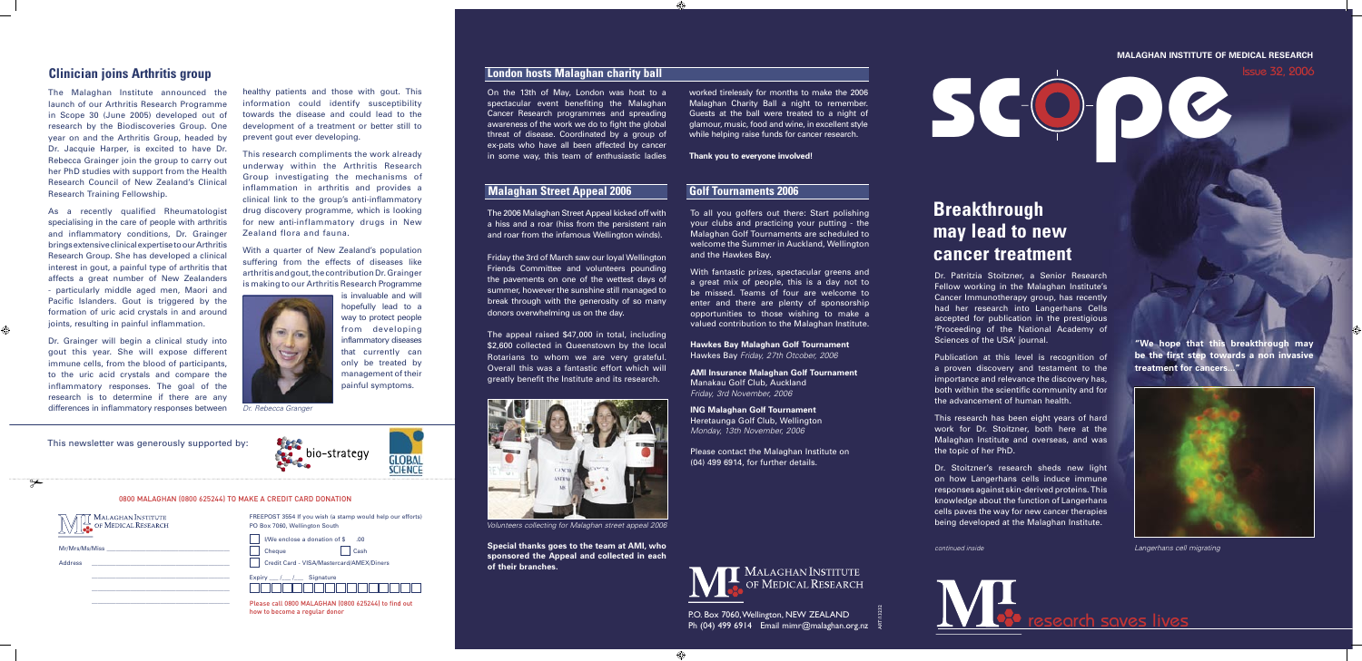## Clinician joins Arthritis group

The Malaghan Institute announced the launch of our Arthritis Research Programme in Scope 30 (June 2005) developed out of research by the Biodiscoveries Group. One year on and the Arthritis Group, headed by Dr. Jacquie Harper, is excited to have Dr. Rebecca Grainger join the group to carry out her PhD studies with support from the Health Research Council of New Zealand's Clinical Research Training Fellowship.

As a recently qualified Rheumatologist specialising in the care of people with arthritis and inflammatory conditions, Dr. Grainger brings extensive clinical expertise to our Arthritis Research Group. She has developed a clinical interest in gout, a painful type of arthritis that affects a great number of New Zealanders - particularly middle aged men, Maori and Pacific Islanders. Gout is triggered by the formation of uric acid crystals in and around joints, resulting in painful inflammation.

Dr. Grainger will begin a clinical study into gout this year. She will expose different immune cells, from the blood of participants, to the uric acid crystals and compare the inflammatory responses. The goal of the research is to determine if there are any differences in inflammatory responses between healthy patients and those with gout. This information could identify susceptibility towards the disease and could lead to the development of a treatment or better still to prevent gout ever developing.

This research compliments the work already underway within the Arthritis Research Group investigating the mechanisms of inflammation in arthritis and provides a clinical link to the group's anti-inflammatory drug discovery programme, which is looking for new anti-inflammatory drugs in New Zealand flora and fauna.

With a quarter of New Zealand's population suffering from the effects of diseases like arthritis and gout, the contribution Dr. Grainger is making to our Arthritis Research Programme is invaluable and will hopefully lead to a way to protect people from developing inflammatory diseases that currently can only be treated by management of their painful symptoms.

*Dr. Rebecca Granger*

This newsletter was generously supported by: bio-strategy, GLOBAL SCIENCE

0800 MALAGHAN (0800 625244) TO MAKE A CREDIT CARD DONATION

MALAGHAN INSTITUTE OF MEDICAL RESEARCH

Mr/Mrs/Ms/Miss ______________________

Address ______________________

FREEPOST 3554 If you wish (a stamp would help our efforts)
PO Box 7060, Wellington South

☐ I/We enclose a donation of $ .00

☐ Cheque ☐ Cash

☐ Credit Card - VISA/Mastercard/AMEX/Diners

Expiry ___/___/___ Signature

Please call 0800 MALAGHAN (0800 625244) to find out how to become a regular donor

## London hosts Malaghan charity ball

On the 13th of May, London was host to a spectacular event benefiting the Malaghan Cancer Research programmes and spreading awareness of the work we do to fight the global threat of disease. Coordinated by a group of ex-pats who have all been affected by cancer in some way, this team of enthusiastic ladies worked tirelessly for months to make the 2006 Malaghan Charity Ball a night to remember. Guests at the ball were treated to a night of glamour, music, food and wine, in excellent style while helping raise funds for cancer research.

**Thank you to everyone involved!**

## Malaghan Street Appeal 2006

The 2006 Malaghan Street Appeal kicked off with a hiss and a roar (hiss from the persistent rain and roar from the infamous Wellington winds).

Friday the 3rd of March saw our loyal Wellington Friends Committee and volunteers pounding the pavements on one of the wettest days of summer, however the sunshine still managed to break through with the generosity of so many donors overwhelming us on the day.

The appeal raised $47,000 in total, including $2,600 collected in Queenstown by the local Rotarians to whom we are very grateful. Overall this was a fantastic effort which will greatly benefit the Institute and its research.

*Volunteers collecting for Malaghan street appeal 2006*

**Special thanks goes to the team at AMI, who sponsored the Appeal and collected in each of their branches.**

## Golf Tournaments 2006

To all you golfers out there: Start polishing your clubs and practicing your putting - the Malaghan Golf Tournaments are scheduled to welcome the Summer in Auckland, Wellington and the Hawkes Bay.

With fantastic prizes, spectacular greens and a great mix of people, this is a day not to be missed. Teams of four are welcome to enter and there are plenty of sponsorship opportunities to those wishing to make a valued contribution to the Malaghan Institute.

**Hawkes Bay Malaghan Golf Tournament**
Hawkes Bay *Friday, 27th Otcober, 2006*

**AMI Insurance Malaghan Golf Tournament**
Manakau Golf Club, Auckland
*Friday, 3rd November, 2006*

**ING Malaghan Golf Tournament**
Heretaunga Golf Club, Wellington
*Monday, 13th November, 2006*

Please contact the Malaghan Institute on (04) 499 6914, for further details.

MALAGHAN INSTITUTE OF MEDICAL RESEARCH

P.O. Box 7060, Wellington, NEW ZEALAND
Ph (04) 499 6914 Email mimr@malaghan.org.nz

MALAGHAN INSTITUTE OF MEDICAL RESEARCH

# scope

Issue 32, 2006

# Breakthrough may lead to new cancer treatment

Dr. Patritzia Stoitzner, a Senior Research Fellow working in the Malaghan Institute's Cancer Immunotherapy group, has recently had her research into Langerhans Cells accepted for publication in the prestigious 'Proceeding of the National Academy of Sciences of the USA' journal.

Publication at this level is recognition of a proven discovery and testament to the importance and relevance the discovery has, both within the scientific community and for the advancement of human health.

This research has been eight years of hard work for Dr. Stoitzner, both here at the Malaghan Institute and overseas, and was the topic of her PhD.

Dr. Stoitzner's research sheds new light on how Langerhans cells induce immune responses against skin-derived proteins. This knowledge about the function of Langerhans cells paves the way for new cancer therapies being developed at the Malaghan Institute.

*continued inside*

**"We hope that this breakthrough may be the first step towards a non invasive treatment for cancers..."**

*Langerhans cell migrating*

research saves lives